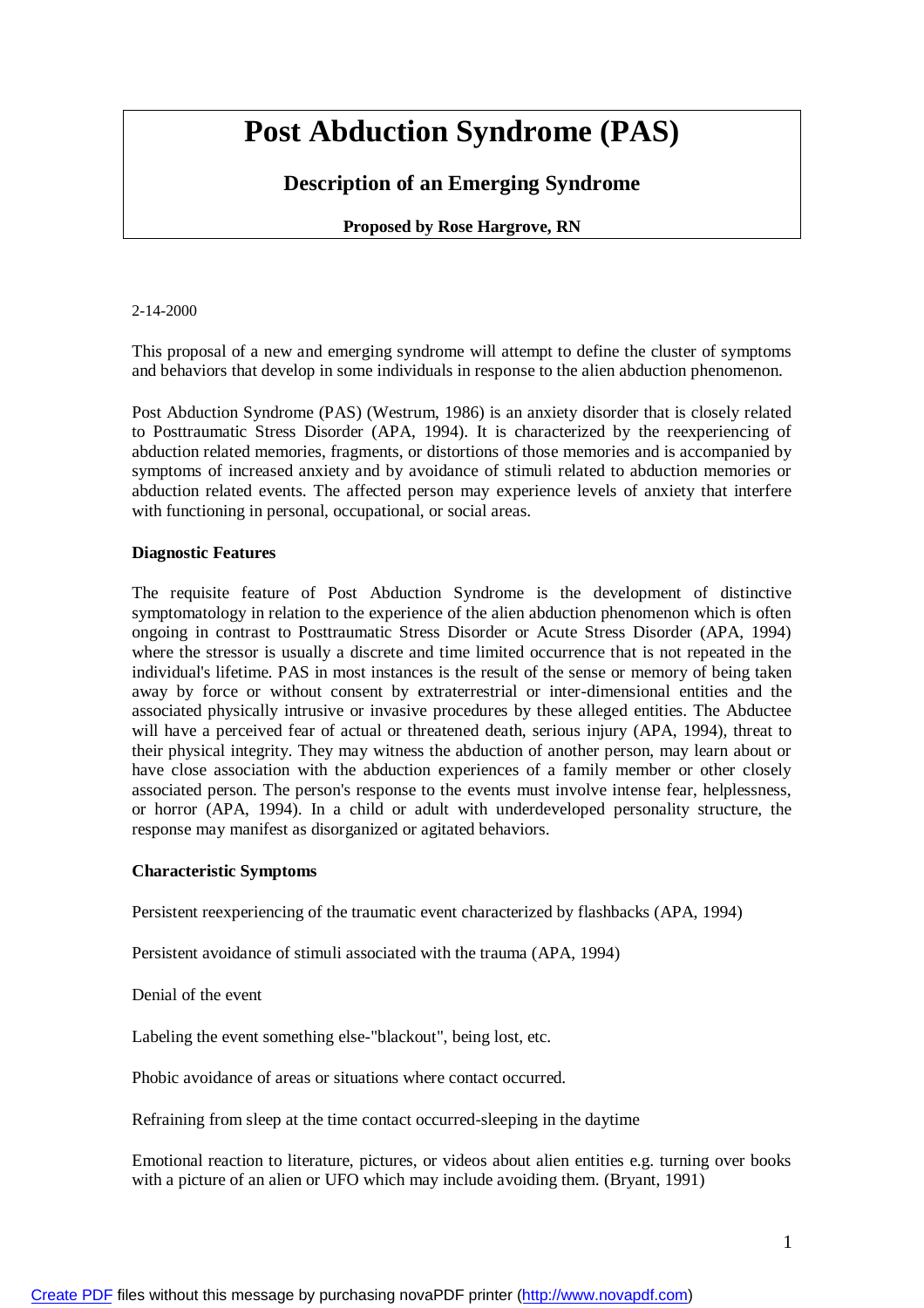# Post Abduction Syndrome (PAS)

## Description of an Emerging Syndrome

**Proposed by Rose Hargrove, RN**

2-14-2000

This proposal of a new and emerging syndrome will attempt to define the cluster of symptoms and behaviors that develop in some individuals in response to the alien abduction phenomenon.

Post Abduction Syndrome (PAS) (Westrum, 1986) is an anxiety disorder that is closely related to Posttraumatic Stress Disorder (APA, 1994). It is characterized by the reexperiencing of abduction related memories, fragments, or distortions of those memories and is accompanied by symptoms of increased anxiety and by avoidance of stimuli related to abduction memories or abduction related events. The affected person may experience levels of anxiety that interfere with functioning in personal, occupational, or social areas.

### Diagnostic Features

The requisite feature of Post Abduction Syndrome is the development of distinctive symptomatology in relation to the experience of the alien abduction phenomenon which is often ongoing in contrast to Posttraumatic Stress Disorder or Acute Stress Disorder (APA, 1994) where the stressor is usually a discrete and time limited occurrence that is not repeated in the individual's lifetime. PAS in most instances is the result of the sense or memory of being taken away by force or without consent by extraterrestrial or inter-dimensional entities and the associated physically intrusive or invasive procedures by these alleged entities. The Abductee will have a perceived fear of actual or threatened death, serious injury (APA, 1994), threat to their physical integrity. They may witness the abduction of another person, may learn about or have close association with the abduction experiences of a family member or other closely associated person. The person's response to the events must involve intense fear, helplessness, or horror (APA, 1994). In a child or adult with underdeveloped personality structure, the response may manifest as disorganized or agitated behaviors.

### Characteristic Symptoms

Persistent reexperiencing of the traumatic event characterized by flashbacks (APA, 1994)

Persistent avoidance of stimuli associated with the trauma (APA, 1994)

Denial of the event

Labeling the event something else-"blackout", being lost, etc.

Phobic avoidance of areas or situations where contact occurred.

Refraining from sleep at the time contact occurred-sleeping in the daytime

Emotional reaction to literature, pictures, or videos about alien entities e.g. turning over books with a picture of an alien or UFO which may include avoiding them. (Bryant, 1991)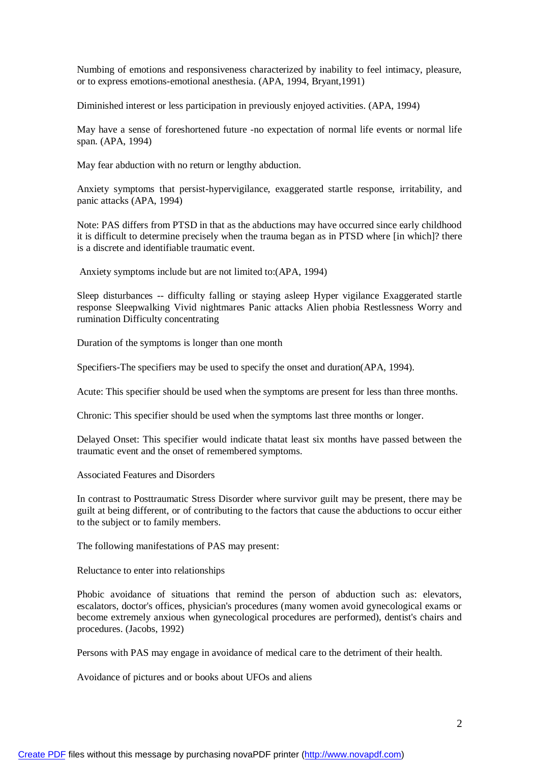Numbing of emotions and responsiveness characterized by inability to feel intimacy, pleasure, or to express emotions-emotional anesthesia. (APA, 1994, Bryant,1991)

Diminished interest or less participation in previously enjoyed activities. (APA, 1994)

May have a sense of foreshortened future -no expectation of normal life events or normal life span. (APA, 1994)

May fear abduction with no return or lengthy abduction.

Anxiety symptoms that persist-hypervigilance, exaggerated startle response, irritability, and panic attacks (APA, 1994)

Note: PAS differs from PTSD in that as the abductions may have occurred since early childhood it is difficult to determine precisely when the trauma began as in PTSD where [in which]? there is a discrete and identifiable traumatic event.

Anxiety symptoms include but are not limited to:(APA, 1994)

Sleep disturbances -- difficulty falling or staying asleep Hyper vigilance Exaggerated startle response Sleepwalking Vivid nightmares Panic attacks Alien phobia Restlessness Worry and rumination Difficulty concentrating

Duration of the symptoms is longer than one month

Specifiers-The specifiers may be used to specify the onset and duration(APA, 1994).

Acute: This specifier should be used when the symptoms are present for less than three months.

Chronic: This specifier should be used when the symptoms last three months or longer.

Delayed Onset: This specifier would indicate thatat least six months have passed between the traumatic event and the onset of remembered symptoms.

Associated Features and Disorders

In contrast to Posttraumatic Stress Disorder where survivor guilt may be present, there may be guilt at being different, or of contributing to the factors that cause the abductions to occur either to the subject or to family members.

The following manifestations of PAS may present:

Reluctance to enter into relationships

Phobic avoidance of situations that remind the person of abduction such as: elevators, escalators, doctor's offices, physician's procedures (many women avoid gynecological exams or become extremely anxious when gynecological procedures are performed), dentist's chairs and procedures. (Jacobs, 1992)

Persons with PAS may engage in avoidance of medical care to the detriment of their health.

Avoidance of pictures and or books about UFOs and aliens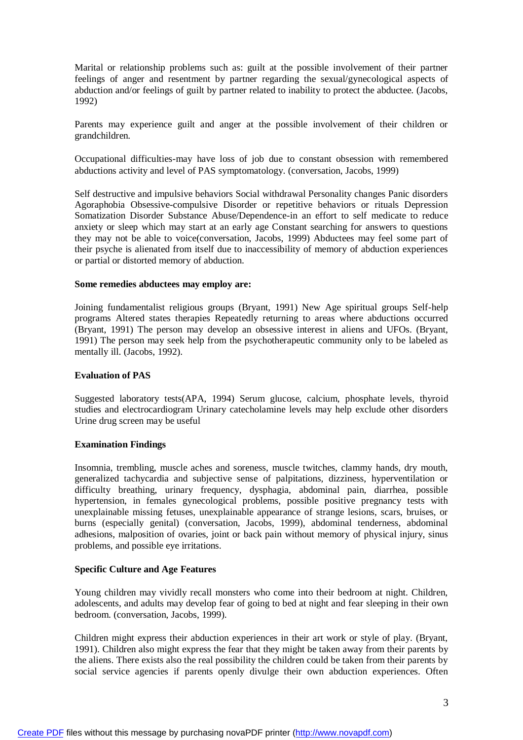Marital or relationship problems such as: guilt at the possible involvement of their partner feelings of anger and resentment by partner regarding the sexual/gynecological aspects of abduction and/or feelings of guilt by partner related to inability to protect the abductee. (Jacobs, 1992)

Parents may experience guilt and anger at the possible involvement of their children or grandchildren.

Occupational difficulties-may have loss of job due to constant obsession with remembered abductions activity and level of PAS symptomatology. (conversation, Jacobs, 1999)

Self destructive and impulsive behaviors Social withdrawal Personality changes Panic disorders Agoraphobia Obsessive-compulsive Disorder or repetitive behaviors or rituals Depression Somatization Disorder Substance Abuse/Dependence-in an effort to self medicate to reduce anxiety or sleep which may start at an early age Constant searching for answers to questions they may not be able to voice(conversation, Jacobs, 1999) Abductees may feel some part of their psyche is alienated from itself due to inaccessibility of memory of abduction experiences or partial or distorted memory of abduction.

**Some remedies abductees may employ are:**

Joining fundamentalist religious groups (Bryant, 1991) New Age spiritual groups Self-help programs Altered states therapies Repeatedly returning to areas where abductions occurred (Bryant, 1991) The person may develop an obsessive interest in aliens and UFOs. (Bryant, 1991) The person may seek help from the psychotherapeutic community only to be labeled as mentally ill. (Jacobs, 1992).

**Evaluation of PAS**

Suggested laboratory tests(APA, 1994) Serum glucose, calcium, phosphate levels, thyroid studies and electrocardiogram Urinary catecholamine levels may help exclude other disorders Urine drug screen may be useful

**Examination Findings**

Insomnia, trembling, muscle aches and soreness, muscle twitches, clammy hands, dry mouth, generalized tachycardia and subjective sense of palpitations, dizziness, hyperventilation or difficulty breathing, urinary frequency, dysphagia, abdominal pain, diarrhea, possible hypertension, in females gynecological problems, possible positive pregnancy tests with unexplainable missing fetuses, unexplainable appearance of strange lesions, scars, bruises, or burns (especially genital) (conversation, Jacobs, 1999), abdominal tenderness, abdominal adhesions, malposition of ovaries, joint or back pain without memory of physical injury, sinus problems, and possible eye irritations.

**Specific Culture and Age Features**

Young children may vividly recall monsters who come into their bedroom at night. Children, adolescents, and adults may develop fear of going to bed at night and fear sleeping in their own bedroom. (conversation, Jacobs, 1999).

Children might express their abduction experiences in their art work or style of play. (Bryant, 1991). Children also might express the fear that they might be taken away from their parents by the aliens. There exists also the real possibility the children could be taken from their parents by social service agencies if parents openly divulge their own abduction experiences. Often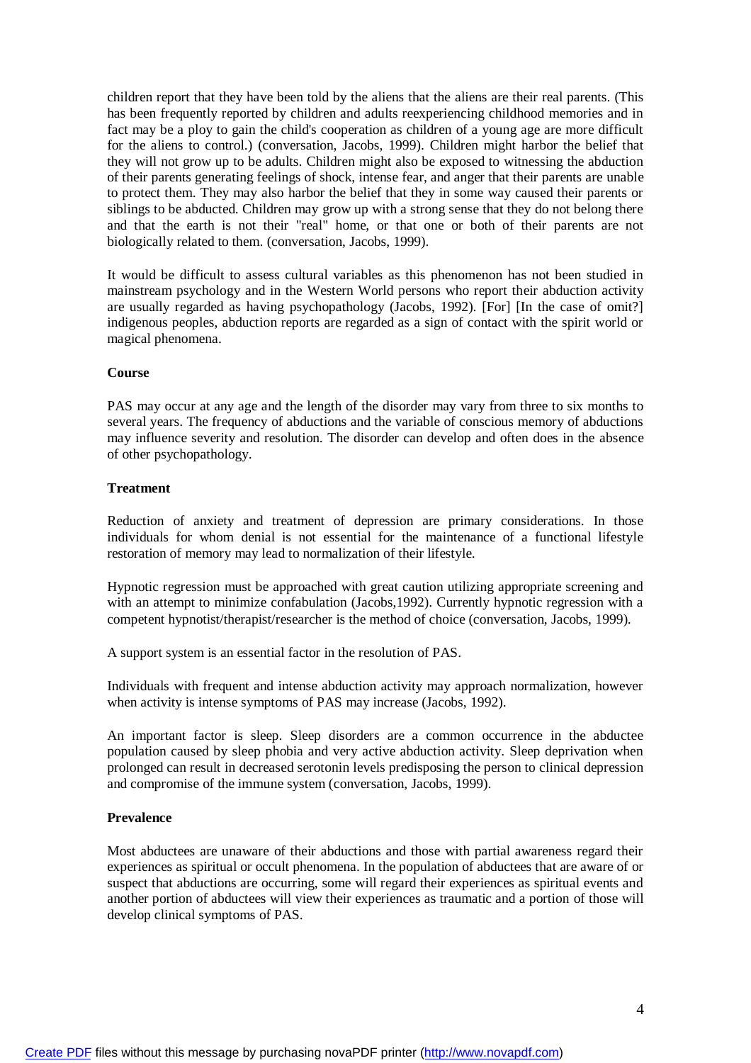children report that they have been told by the aliens that the aliens are their real parents. (This has been frequently reported by children and adults reexperiencing childhood memories and in fact may be a ploy to gain the child's cooperation as children of a young age are more difficult for the aliens to control.) (conversation, Jacobs, 1999). Children might harbor the belief that they will not grow up to be adults. Children might also be exposed to witnessing the abduction of their parents generating feelings of shock, intense fear, and anger that their parents are unable to protect them. They may also harbor the belief that they in some way caused their parents or siblings to be abducted. Children may grow up with a strong sense that they do not belong there and that the earth is not their "real" home, or that one or both of their parents are not biologically related to them. (conversation, Jacobs, 1999).

It would be difficult to assess cultural variables as this phenomenon has not been studied in mainstream psychology and in the Western World persons who report their abduction activity are usually regarded as having psychopathology (Jacobs, 1992). [For] [In the case of omit?] indigenous peoples, abduction reports are regarded as a sign of contact with the spirit world or magical phenomena.

**Course**

PAS may occur at any age and the length of the disorder may vary from three to six months to several years. The frequency of abductions and the variable of conscious memory of abductions may influence severity and resolution. The disorder can develop and often does in the absence of other psychopathology.

**Treatment**

Reduction of anxiety and treatment of depression are primary considerations. In those individuals for whom denial is not essential for the maintenance of a functional lifestyle restoration of memory may lead to normalization of their lifestyle.

Hypnotic regression must be approached with great caution utilizing appropriate screening and with an attempt to minimize confabulation (Jacobs,1992). Currently hypnotic regression with a competent hypnotist/therapist/researcher is the method of choice (conversation, Jacobs, 1999).

A support system is an essential factor in the resolution of PAS.

Individuals with frequent and intense abduction activity may approach normalization, however when activity is intense symptoms of PAS may increase (Jacobs, 1992).

An important factor is sleep. Sleep disorders are a common occurrence in the abductee population caused by sleep phobia and very active abduction activity. Sleep deprivation when prolonged can result in decreased serotonin levels predisposing the person to clinical depression and compromise of the immune system (conversation, Jacobs, 1999).

**Prevalence**

Most abductees are unaware of their abductions and those with partial awareness regard their experiences as spiritual or occult phenomena. In the population of abductees that are aware of or suspect that abductions are occurring, some will regard their experiences as spiritual events and another portion of abductees will view their experiences as traumatic and a portion of those will develop clinical symptoms of PAS.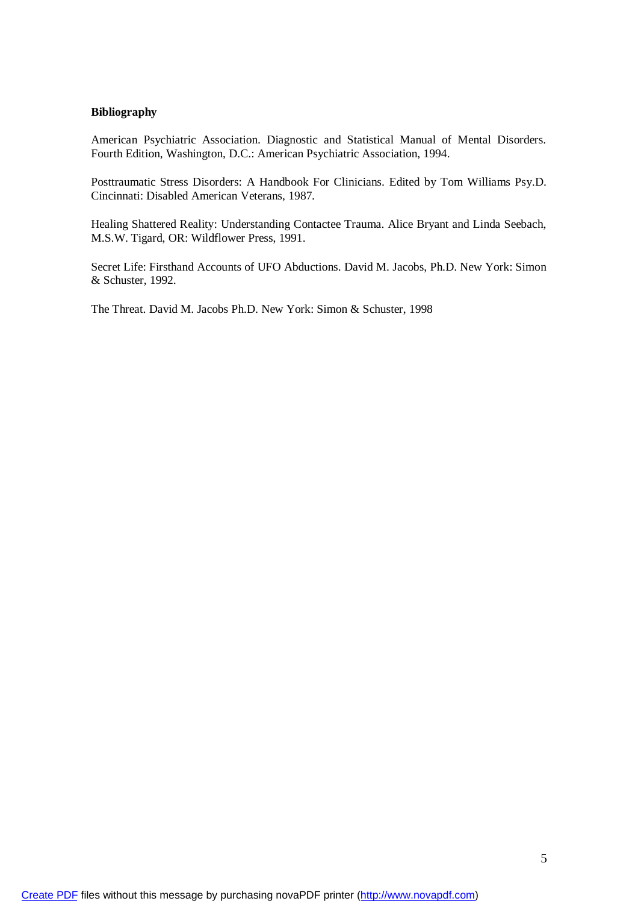**Bibliography**

American Psychiatric Association. Diagnostic and Statistical Manual of Mental Disorders. Fourth Edition, Washington, D.C.: American Psychiatric Association, 1994.

Posttraumatic Stress Disorders: A Handbook For Clinicians. Edited by Tom Williams Psy.D. Cincinnati: Disabled American Veterans, 1987.

Healing Shattered Reality: Understanding Contactee Trauma. Alice Bryant and Linda Seebach, M.S.W. Tigard, OR: Wildflower Press, 1991.

Secret Life: Firsthand Accounts of UFO Abductions. David M. Jacobs, Ph.D. New York: Simon & Schuster, 1992.

The Threat. David M. Jacobs Ph.D. New York: Simon & Schuster, 1998